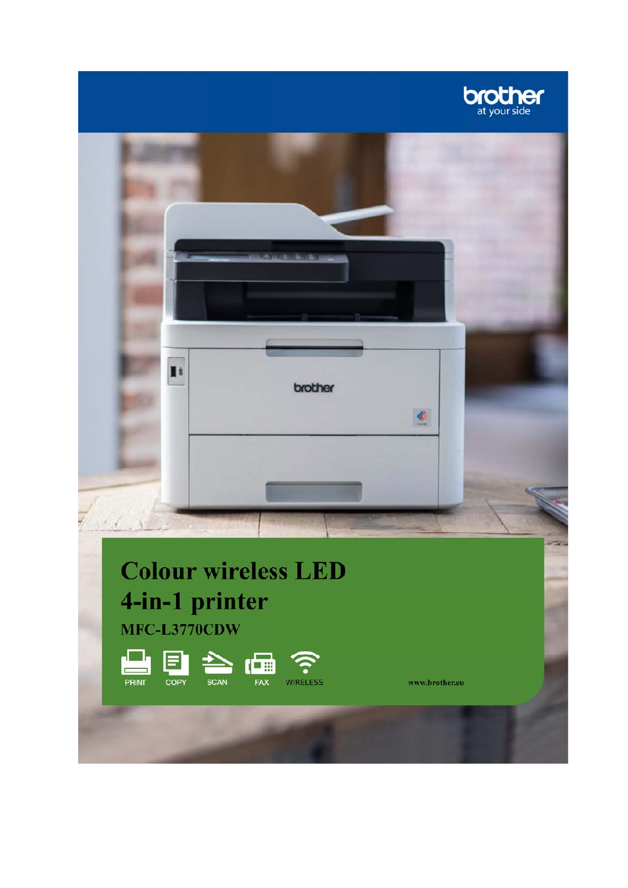brother
at your side

# Colour wireless LED 4-in-1 printer

## MFC-L3770CDW

PRINT COPY SCAN FAX WIRELESS

www.brother.eu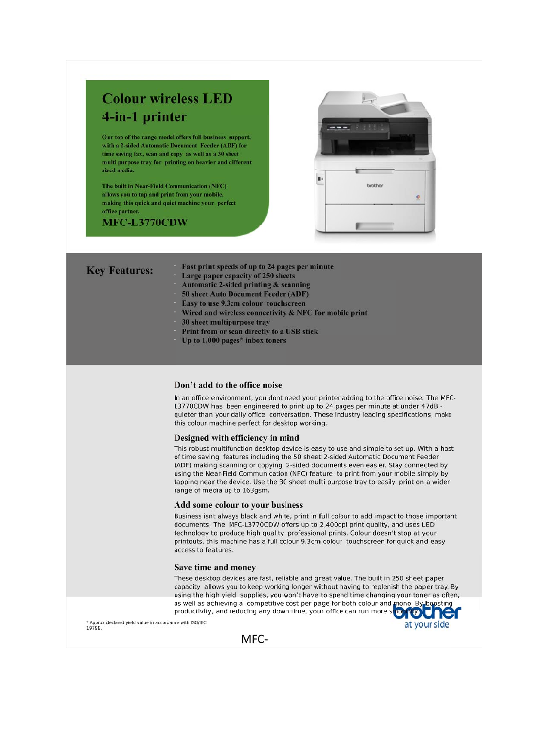# Colour wireless LED 4-in-1 printer

Our top of the range model offers full business support, with a 2-sided Automatic Document Feeder (ADF) for time saving fax, scan and copy as well as a 30 sheet multi purpose tray for printing on heavier and different sized media.

The built in Near-Field Communication (NFC) allows you to tap and print from your mobile, making this quick and quiet machine your perfect office partner.

## MFC-L3770CDW

## Key Features:

- Fast print speeds of up to 24 pages per minute
- Large paper capacity of 250 sheets
- Automatic 2-sided printing & scanning
- 50 sheet Auto Document Feeder (ADF)
- Easy to use 9.3cm colour touchscreen
- Wired and wireless connectivity & NFC for mobile print
- 30 sheet multipurpose tray
- Print from or scan directly to a USB stick
- Up to 1,000 pages* inbox toners

### Don't add to the office noise

In an office environment, you dont need your printer adding to the office noise. The MFC-L3770CDW has been engineered to print up to 24 pages per minute at under 47dB - quieter than your daily office conversation. These industry leading specifications, make this colour machine perfect for desktop working.

### Designed with efficiency in mind

This robust multifunction desktop device is easy to use and simple to set up. With a host of time saving features including the 50 sheet 2-sided Automatic Document Feeder (ADF) making scanning or copying 2-sided documents even easier. Stay connected by using the Near-Field Communication (NFC) feature to print from your mobile simply by tapping near the device. Use the 30 sheet multi purpose tray to easily print on a wider range of media up to 163gsm.

### Add some colour to your business

Business isnt always black and white, print in full colour to add impact to those important documents. The MFC-L3770CDW offers up to 2,400dpi print quality, and uses LED technology to produce high quality professional prints. Colour doesn't stop at your printouts, this machine has a full colour 9.3cm colour touchscreen for quick and easy access to features.

### Save time and money

These desktop devices are fast, reliable and great value. The built in 250 sheet paper capacity allows you to keep working longer without having to replenish the paper tray. By using the high yield supplies, you won't have to spend time changing your toner as often, as well as achieving a competitive cost per page for both colour and mono. By boosting productivity, and reducing any down time, your office can run more smoothly.

\* Approx declared yield value in accordance with ISO/IEC 19798.

brother at your side

MFC-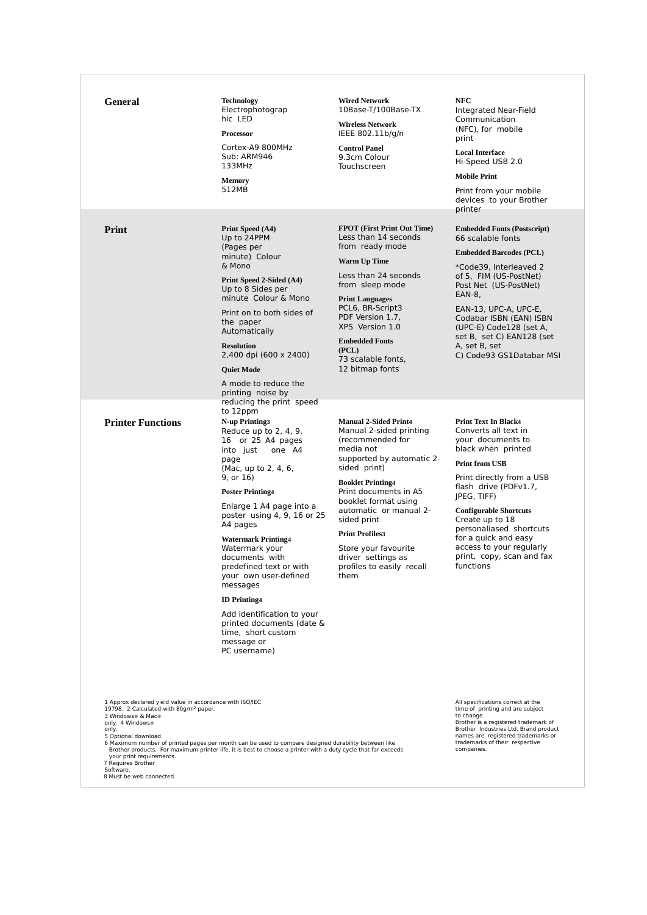## General

**Technology**
Electrophotographic LED

**Processor**
Cortex-A9 800MHz
Sub: ARM946 133MHz

**Memory**
512MB

**Wired Network**
10Base-T/100Base-TX

**Wireless Network**
IEEE 802.11b/g/n

**Control Panel**
9.3cm Colour Touchscreen

**NFC**
Integrated Near-Field Communication (NFC), for mobile print

**Local Interface**
Hi-Speed USB 2.0

**Mobile Print**
Print from your mobile devices to your Brother printer

## Print

**Print Speed (A4)**
Up to 24PPM (Pages per minute) Colour & Mono

**Print Speed 2-Sided (A4)**
Up to 8 Sides per minute Colour & Mono

Print on to both sides of the paper Automatically

**Resolution**
2,400 dpi (600 x 2400)

**Quiet Mode**
A mode to reduce the printing noise by reducing the print speed to 12ppm

**FPOT (First Print Out Time)**
Less than 14 seconds from ready mode

**Warm Up Time**
Less than 24 seconds from sleep mode

**Print Languages**
PCL6, BR-Script3
PDF Version 1.7,
XPS Version 1.0

**Embedded Fonts (PCL)**
73 scalable fonts,
12 bitmap fonts

**Embedded Fonts (Postscript)**
66 scalable fonts

**Embedded Barcodes (PCL)**
*Code39, Interleaved 2 of 5, FIM (US-PostNet) Post Net (US-PostNet) EAN-8,

EAN-13, UPC-A, UPC-E, Codabar ISBN (EAN) ISBN (UPC-E) Code128 (set A, set B, set C) EAN128 (set A, set B, set C) Code93 GS1Databar MSI

## Printer Functions

**N-up Printing[3]**
Reduce up to 2, 4, 9, 16 or 25 A4 pages into just one A4 page
(Mac, up to 2, 4, 6, 9, or 16)

**Poster Printing[4]**
Enlarge 1 A4 page into a poster using 4, 9, 16 or 25 A4 pages

**Watermark Printing[4]**
Watermark your documents with predefined text or with your own user-defined messages

**ID Printing[4]**
Add identification to your printed documents (date & time, short custom message or PC username)

**Manual 2-Sided Print[4]**
Manual 2-sided printing (recommended for media not supported by automatic 2-sided print)

**Booklet Printing[4]**
Print documents in A5 booklet format using automatic or manual 2-sided print

**Print Profiles[3]**
Store your favourite driver settings as profiles to easily recall them

**Print Text In Black[4]**
Converts all text in your documents to black when printed

**Print from USB**
Print directly from a USB flash drive (PDFv1.7, JPEG, TIFF)

**Configurable Shortcuts**
Create up to 18 personaliased shortcuts for a quick and easy access to your regularly print, copy, scan and fax functions

1 Approx declared yield value in accordance with ISO/IEC 19798. 2 Calculated with 80g/m² paper.
3 Windows® & Mac® only. 4 Windows® only.
5 Optional download.
6 Maximum number of printed pages per month can be used to compare designed durability between like Brother products. For maximum printer life, it is best to choose a printer with a duty cycle that far exceeds your print requirements.
7 Requires Brother Software.
8 Must be web connected.

All specifications correct at the time of printing and are subject to change.
Brother is a registered trademark of Brother Industries Ltd. Brand product names are registered trademarks or trademarks of their respective companies.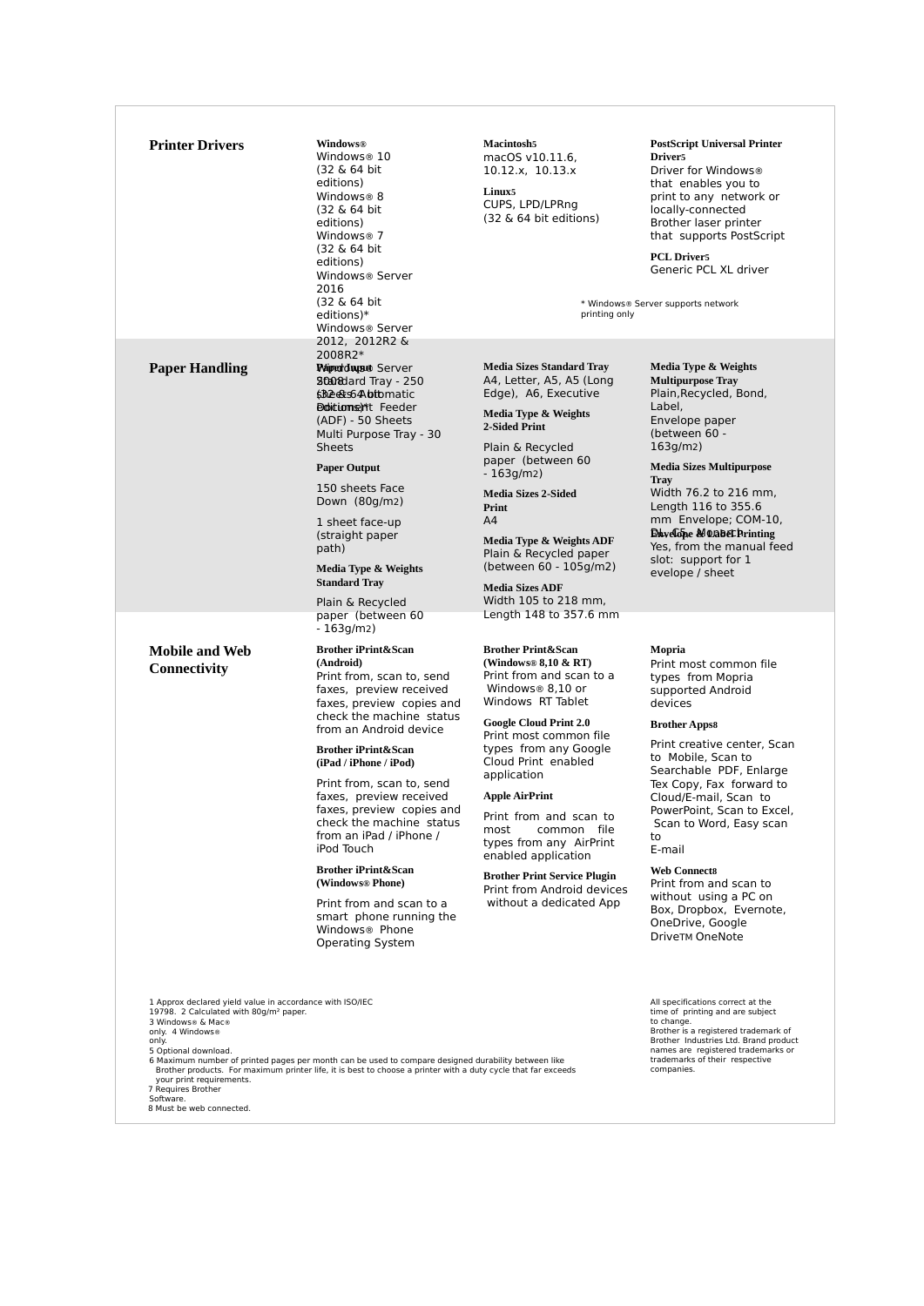## Printer Drivers

**Windows®**
Windows® 10 (32 & 64 bit editions)
Windows® 8 (32 & 64 bit editions)
Windows® 7 (32 & 64 bit editions)
Windows® Server 2016 (32 & 64 bit editions)*
Windows® Server 2012, 2012R2 & 2008R2*
Windows® Server 2008 (32 & 64 bit editions)*

**Macintosh5**
macOS v10.11.6, 10.12.x, 10.13.x

**Linux5**
CUPS, LPD/LPRng (32 & 64 bit editions)

**PostScript Universal Printer Driver5**
Driver for Windows® that enables you to print to any network or locally-connected Brother laser printer that supports PostScript

**PCL Driver5**
Generic PCL XL driver

* Windows® Server supports network printing only

## Paper Handling

**Paper Input**
Standard Tray - 250 sheets Automatic Document Feeder (ADF) - 50 Sheets
Multi Purpose Tray - 30 Sheets

**Paper Output**

150 sheets Face Down (80g/m2)

1 sheet face-up (straight paper path)

**Media Type & Weights Standard Tray**

Plain & Recycled paper (between 60 - 163g/m2)

**Media Sizes Standard Tray**
A4, Letter, A5, A5 (Long Edge), A6, Executive

**Media Type & Weights 2-Sided Print**

Plain & Recycled paper (between 60 - 163g/m2)

**Media Sizes 2-Sided Print**
A4

**Media Type & Weights ADF**
Plain & Recycled paper (between 60 - 105g/m2)

**Media Sizes ADF**
Width 105 to 218 mm, Length 148 to 357.6 mm

**Media Type & Weights Multipurpose Tray**
Plain,Recycled, Bond, Label,
Envelope paper (between 60 - 163g/m2)

**Media Sizes Multipurpose Tray**
Width 76.2 to 216 mm, Length 116 to 355.6 mm Envelope; COM-10, DL, C5, Monarch

**Envelope & Label Printing**
Yes, from the manual feed slot: support for 1 evelope / sheet

## Mobile and Web Connectivity

**Brother iPrint&Scan (Android)**
Print from, scan to, send faxes, preview received faxes, preview copies and check the machine status from an Android device

**Brother iPrint&Scan (iPad / iPhone / iPod)**

Print from, scan to, send faxes, preview received faxes, preview copies and check the machine status from an iPad / iPhone / iPod Touch

**Brother iPrint&Scan (Windows® Phone)**

Print from and scan to a smart phone running the Windows® Phone Operating System

**Brother Print&Scan (Windows® 8,10 & RT)**
Print from and scan to a Windows® 8,10 or Windows RT Tablet

**Google Cloud Print 2.0**
Print most common file types from any Google Cloud Print enabled application

**Apple AirPrint**

Print from and scan to most common file types from any AirPrint enabled application

**Brother Print Service Plugin**
Print from Android devices without a dedicated App

**Mopria**
Print most common file types from Mopria supported Android devices

**Brother Apps8**

Print creative center, Scan to Mobile, Scan to Searchable PDF, Enlarge Tex Copy, Fax forward to Cloud/E-mail, Scan to PowerPoint, Scan to Excel, Scan to Word, Easy scan to E-mail

**Web Connect8**
Print from and scan to without using a PC on Box, Dropbox, Evernote, OneDrive, Google DriveTM OneNote

1 Approx declared yield value in accordance with ISO/IEC 19798. 2 Calculated with 80g/m² paper.
3 Windows® & Mac® only. 4 Windows® only.
5 Optional download.
6 Maximum number of printed pages per month can be used to compare designed durability between like Brother products. For maximum printer life, it is best to choose a printer with a duty cycle that far exceeds your print requirements.
7 Requires Brother Software.
8 Must be web connected.

All specifications correct at the time of printing and are subject to change.
Brother is a registered trademark of Brother Industries Ltd. Brand product names are registered trademarks or trademarks of their respective companies.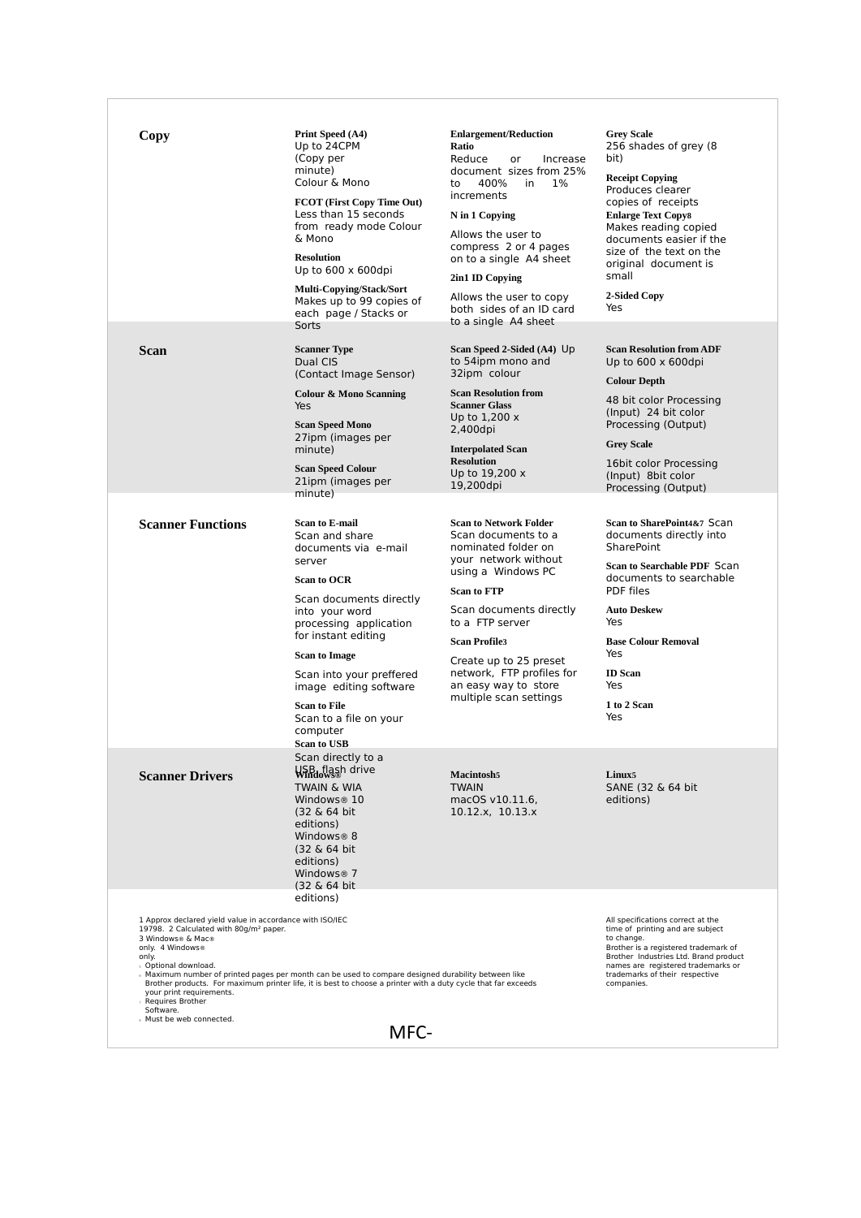## Copy

**Print Speed (A4)**
Up to 24CPM (Copy per minute)
Colour & Mono

**FCOT (First Copy Time Out)**
Less than 15 seconds from ready mode Colour & Mono

**Resolution**
Up to 600 x 600dpi

**Multi-Copying/Stack/Sort**
Makes up to 99 copies of each page / Stacks or Sorts

**Enlargement/Reduction Ratio**
Reduce or Increase document sizes from 25% to 400% in 1% increments

**N in 1 Copying**
Allows the user to compress 2 or 4 pages on to a single A4 sheet

**2in1 ID Copying**
Allows the user to copy both sides of an ID card to a single A4 sheet

**Grey Scale**
256 shades of grey (8 bit)

**Receipt Copying**
Produces clearer copies of receipts

**Enlarge Text Copy8**
Makes reading copied documents easier if the size of the text on the original document is small

**2-Sided Copy**
Yes

## Scan

**Scanner Type**
Dual CIS
(Contact Image Sensor)

**Colour & Mono Scanning**
Yes

**Scan Speed Mono**
27ipm (images per minute)

**Scan Speed Colour**
21ipm (images per minute)

**Scan Speed 2-Sided (A4)** Up to 54ipm mono and 32ipm colour

**Scan Resolution from Scanner Glass**
Up to 1,200 x 2,400dpi

**Interpolated Scan Resolution**
Up to 19,200 x 19,200dpi

**Scan Resolution from ADF**
Up to 600 x 600dpi

**Colour Depth**
48 bit color Processing (Input) 24 bit color Processing (Output)

**Grey Scale**
16bit color Processing (Input) 8bit color Processing (Output)

## Scanner Functions

**Scan to E-mail**
Scan and share documents via e-mail server

**Scan to OCR**
Scan documents directly into your word processing application for instant editing

**Scan to Image**
Scan into your preffered image editing software

**Scan to File**
Scan to a file on your computer

**Scan to USB**
Scan directly to a USB flash drive

**Scan to Network Folder**
Scan documents to a nominated folder on your network without using a Windows PC

**Scan to FTP**
Scan documents directly to a FTP server

**Scan Profile3**
Create up to 25 preset network, FTP profiles for an easy way to store multiple scan settings

**Scan to SharePoint4&7** Scan documents directly into SharePoint

**Scan to Searchable PDF** Scan documents to searchable PDF files

**Auto Deskew**
Yes

**Base Colour Removal**
Yes

**ID Scan**
Yes

**1 to 2 Scan**
Yes

## Scanner Drivers

**Windows®**
TWAIN & WIA
Windows® 10 (32 & 64 bit editions)
Windows® 8 (32 & 64 bit editions)
Windows® 7 (32 & 64 bit editions)

**Macintosh5**
TWAIN
macOS v10.11.6, 10.12.x, 10.13.x

**Linux5**
SANE (32 & 64 bit editions)

1 Approx declared yield value in accordance with ISO/IEC 19798. 2 Calculated with 80g/m² paper.
3 Windows® & Mac® only. 4 Windows® only.
5 Optional download.
6 Maximum number of printed pages per month can be used to compare designed durability between like Brother products. For maximum printer life, it is best to choose a printer with a duty cycle that far exceeds your print requirements.
7 Requires Brother Software.
8 Must be web connected.

All specifications correct at the time of printing and are subject to change.
Brother is a registered trademark of Brother Industries Ltd. Brand product names are registered trademarks or trademarks of their respective companies.

MFC-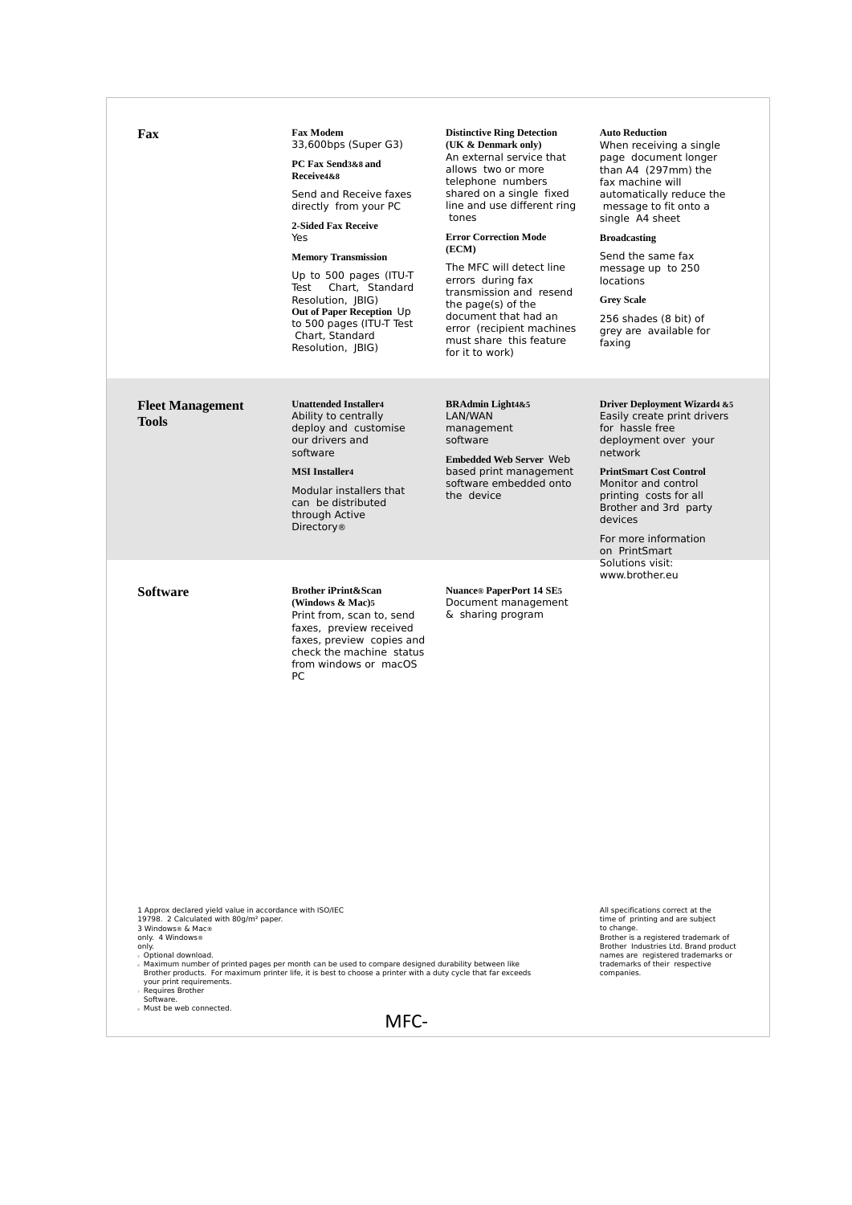## Fax

**Fax Modem**
33,600bps (Super G3)

**PC Fax Send[3&8] and Receive[4&8]**

Send and Receive faxes directly from your PC

**2-Sided Fax Receive**
Yes

**Memory Transmission**

Up to 500 pages (ITU-T Test Chart, Standard Resolution, JBIG)

**Out of Paper Reception** Up to 500 pages (ITU-T Test Chart, Standard Resolution, JBIG)

**Distinctive Ring Detection (UK & Denmark only)**
An external service that allows two or more telephone numbers shared on a single fixed line and use different ring tones

**Error Correction Mode (ECM)**

The MFC will detect line errors during fax transmission and resend the page(s) of the document that had an error (recipient machines must share this feature for it to work)

**Auto Reduction**
When receiving a single page document longer than A4 (297mm) the fax machine will automatically reduce the message to fit onto a single A4 sheet

**Broadcasting**

Send the same fax message up to 250 locations

**Grey Scale**

256 shades (8 bit) of grey are available for faxing

## Fleet Management Tools

**Unattended Installer[4]**
Ability to centrally deploy and customise our drivers and software

**MSI Installer[4]**

Modular installers that can be distributed through Active Directory®

**BRAdmin Light[4&5]**
LAN/WAN management software

**Embedded Web Server** Web based print management software embedded onto the device

**Driver Deployment Wizard[4 &5]**
Easily create print drivers for hassle free deployment over your network

**PrintSmart Cost Control**
Monitor and control printing costs for all Brother and 3rd party devices

For more information on PrintSmart Solutions visit: www.brother.eu

## Software

**Brother iPrint&Scan (Windows & Mac)[5]**
Print from, scan to, send faxes, preview received faxes, preview copies and check the machine status from windows or macOS PC

**Nuance® PaperPort 14 SE[5]**
Document management & sharing program

1 Approx declared yield value in accordance with ISO/IEC 19798. 2 Calculated with 80g/m² paper.
3 Windows® & Mac® only. 4 Windows® only.
5 Optional download.
6 Maximum number of printed pages per month can be used to compare designed durability between like Brother products. For maximum printer life, it is best to choose a printer with a duty cycle that far exceeds your print requirements.
7 Requires Brother Software.
8 Must be web connected.

All specifications correct at the time of printing and are subject to change.
Brother is a registered trademark of Brother Industries Ltd. Brand product names are registered trademarks or trademarks of their respective companies.

MFC-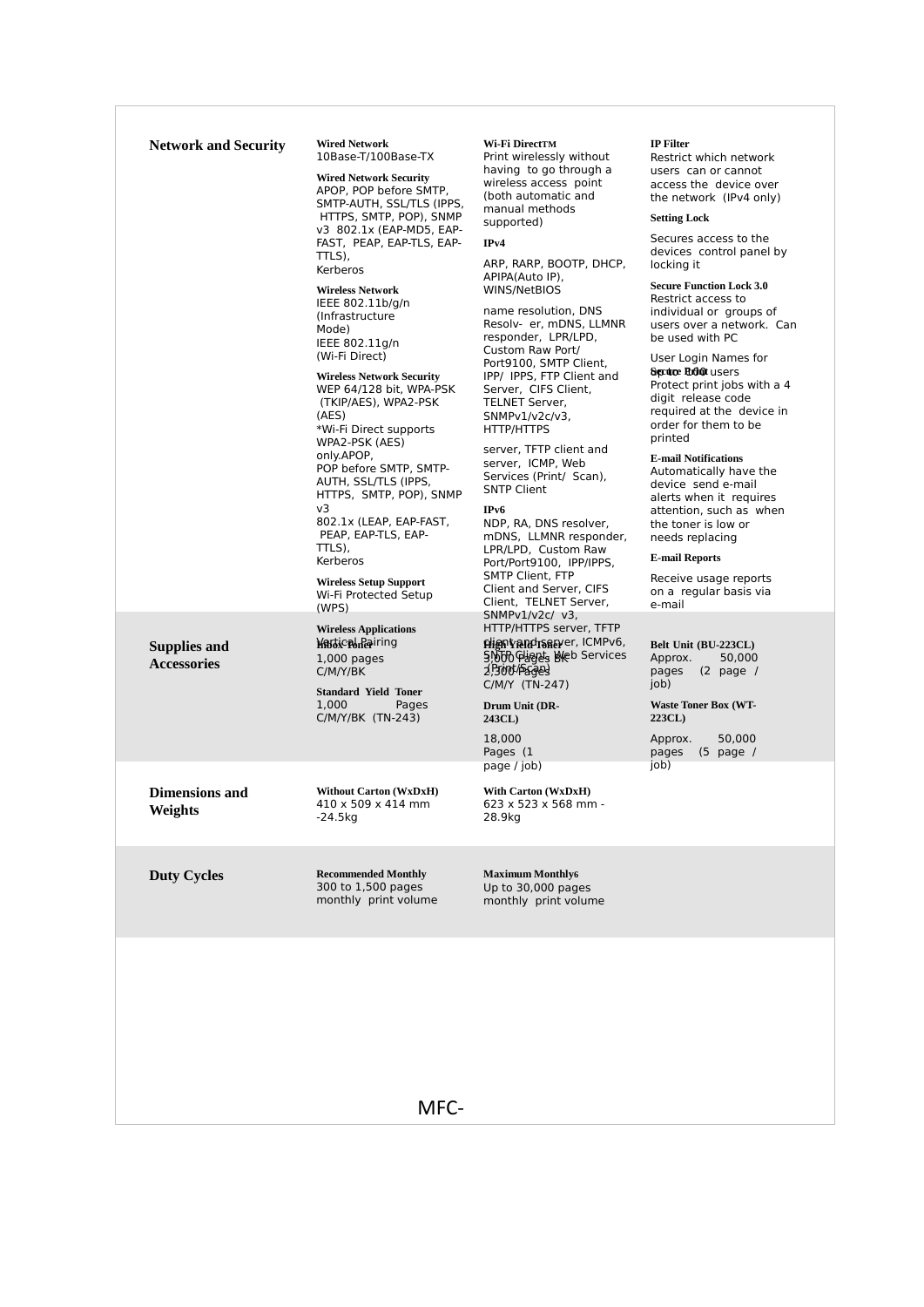## Network and Security

**Wired Network**
10Base-T/100Base-TX

**Wired Network Security**
APOP, POP before SMTP, SMTP-AUTH, SSL/TLS (IPPS, HTTPS, SMTP, POP), SNMP v3 802.1x (EAP-MD5, EAP-FAST, PEAP, EAP-TLS, EAP-TTLS),
Kerberos

**Wireless Network**
IEEE 802.11b/g/n (Infrastructure Mode)
IEEE 802.11g/n (Wi-Fi Direct)

**Wireless Network Security**
WEP 64/128 bit, WPA-PSK (TKIP/AES), WPA2-PSK (AES)
*Wi-Fi Direct supports WPA2-PSK (AES) only.APOP,
POP before SMTP, SMTP-AUTH, SSL/TLS (IPPS, HTTPS, SMTP, POP), SNMP v3
802.1x (LEAP, EAP-FAST, PEAP, EAP-TLS, EAP-TTLS),
Kerberos

**Wireless Setup Support**
Wi-Fi Protected Setup (WPS)

**Wireless Applications**
Vertical Pairing

**Wi-Fi DirectTM**
Print wirelessly without having to go through a wireless access point (both automatic and manual methods supported)

**IPv4**

ARP, RARP, BOOTP, DHCP, APIPA(Auto IP), WINS/NetBIOS

name resolution, DNS Resolv- er, mDNS, LLMNR responder, LPR/LPD, Custom Raw Port/ Port9100, SMTP Client, IPP/ IPPS, FTP Client and Server, CIFS Client, TELNET Server, SNMPv1/v2c/v3, HTTP/HTTPS

server, TFTP client and server, ICMP, Web Services (Print/ Scan), SNTP Client

**IPv6**
NDP, RA, DNS resolver, mDNS, LLMNR responder, LPR/LPD, Custom Raw Port/Port9100, IPP/IPPS, SMTP Client, FTP Client and Server, CIFS Client, TELNET Server, SNMPv1/v2c/ v3, HTTP/HTTPS server, TFTP client and server, ICMPv6, SNTP Client, Web Services (Print/Scan)

**IP Filter**
Restrict which network users can or cannot access the device over the network (IPv4 only)

**Setting Lock**

Secures access to the devices control panel by locking it

**Secure Function Lock 3.0**
Restrict access to individual or groups of users over a network. Can be used with PC

User Login Names for up to 200 users

**Secure Print**
Protect print jobs with a 4 digit release code required at the device in order for them to be printed

**E-mail Notifications**
Automatically have the device send e-mail alerts when it requires attention, such as when the toner is low or needs replacing

**E-mail Reports**

Receive usage reports on a regular basis via e-mail

## Supplies and Accessories

**Inbox Toner**
1,000 pages C/M/Y/BK

**Standard Yield Toner**
1,000 Pages C/M/Y/BK (TN-243)

**High Yield Toner**
3,000 Pages BK
2,300 Pages C/M/Y (TN-247)

**Drum Unit (DR-243CL)**

18,000 Pages (1 page / job)

**Belt Unit (BU-223CL)**
Approx. 50,000 pages (2 page / job)

**Waste Toner Box (WT-223CL)**

Approx. 50,000 pages (5 page / job)

## Dimensions and Weights

**Without Carton (WxDxH)**
410 x 509 x 414 mm -24.5kg

**With Carton (WxDxH)**
623 x 523 x 568 mm - 28.9kg

## Duty Cycles

**Recommended Monthly**
300 to 1,500 pages monthly print volume

**Maximum Monthly6**
Up to 30,000 pages monthly print volume

MFC-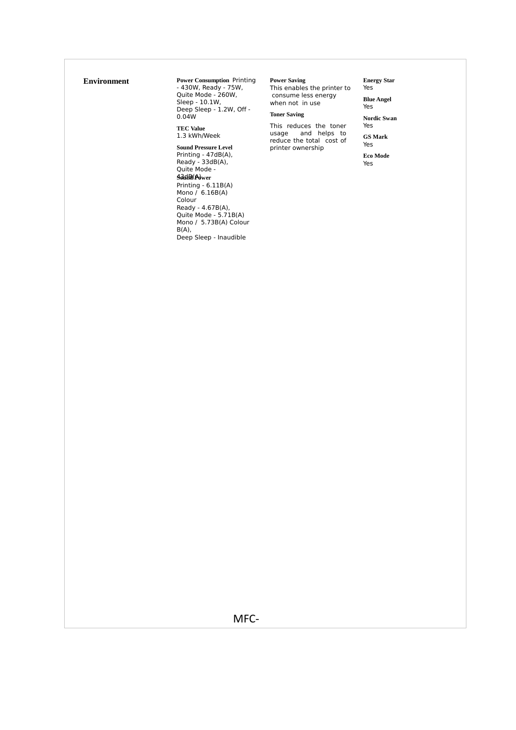## Environment

**Power Consumption** Printing - 430W, Ready - 75W, Quite Mode - 260W, Sleep - 10.1W, Deep Sleep - 1.2W, Off - 0.04W

**TEC Value**
1.3 kWh/Week

**Sound Pressure Level**
Printing - 47dB(A), Ready - 33dB(A), Quite Mode - 43dB(A)

**Sound Power**
Printing - 6.11B(A) Mono / 6.16B(A) Colour
Ready - 4.67B(A),
Quite Mode - 5.71B(A) Mono / 5.73B(A) Colour B(A),
Deep Sleep - Inaudible

**Power Saving**
This enables the printer to consume less energy when not in use

**Toner Saving**
This reduces the toner usage and helps to reduce the total cost of printer ownership

**Energy Star**
Yes

**Blue Angel**
Yes

**Nordic Swan**
Yes

**GS Mark**
Yes

**Eco Mode**
Yes

MFC-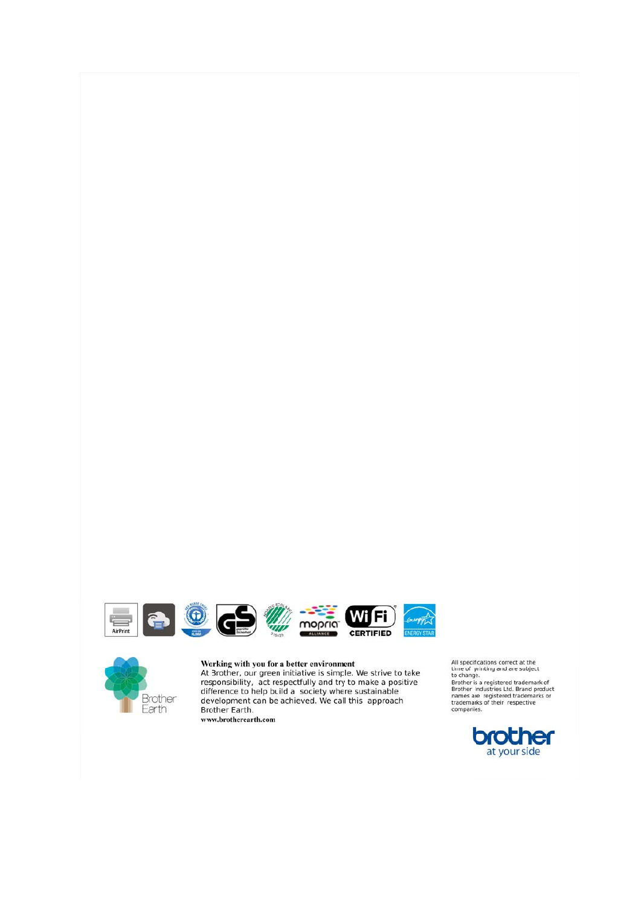**Working with you for a better environment**
At Brother, our green initiative is simple. We strive to take responsibility, act respectfully and try to make a positive difference to help build a society where sustainable development can be achieved. We call this approach Brother Earth.
**www.brotherearth.com**

All specifications correct at the time of printing and are subject to change.
Brother is a registered trademark of Brother Industries Ltd. Brand product names are registered trademarks or trademarks of their respective companies.